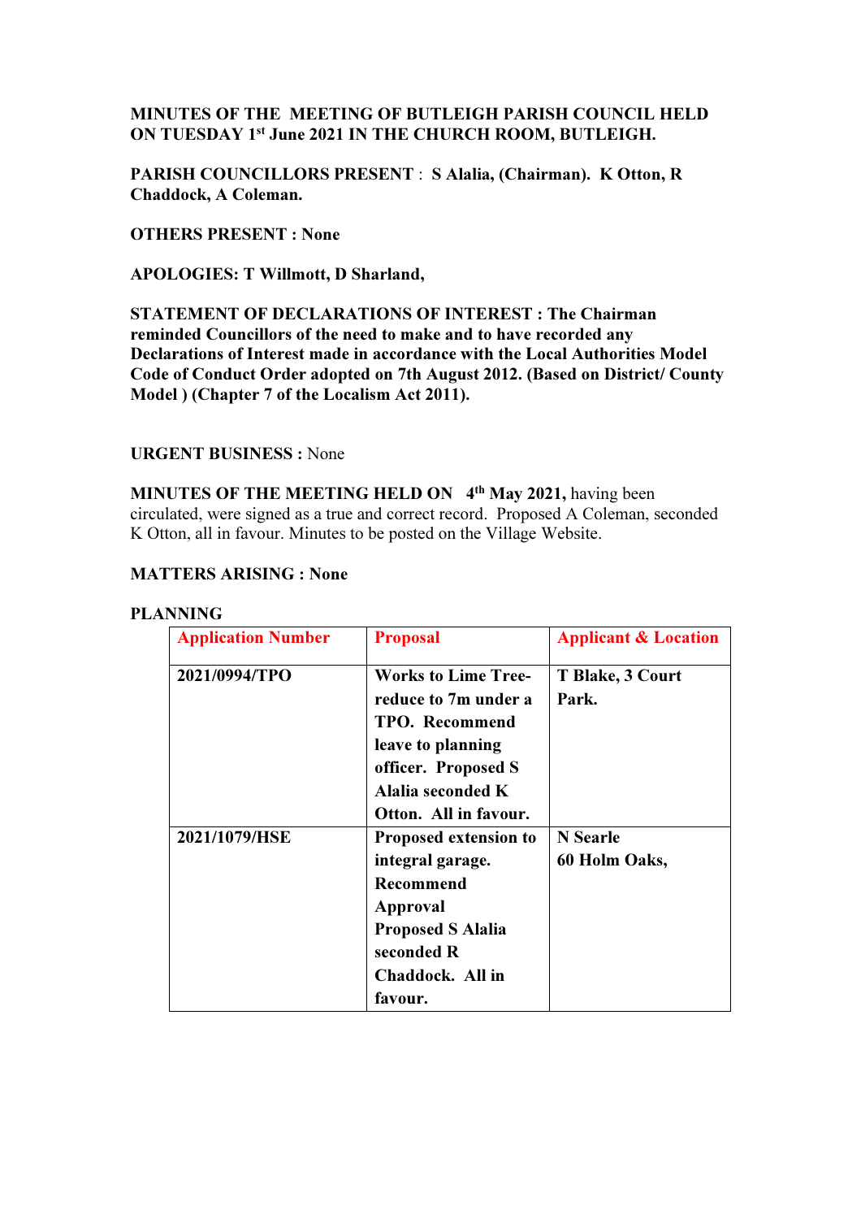**MINUTES OF THE MEETING OF BUTLEIGH PARISH COUNCIL HELD ON TUESDAY 1st June 2021 IN THE CHURCH ROOM, BUTLEIGH.**

**PARISH COUNCILLORS PRESENT** : **S Alalia, (Chairman). K Otton, R Chaddock, A Coleman.**

**OTHERS PRESENT : None**

**APOLOGIES: T Willmott, D Sharland,**

**STATEMENT OF DECLARATIONS OF INTEREST : The Chairman reminded Councillors of the need to make and to have recorded any Declarations of Interest made in accordance with the Local Authorities Model Code of Conduct Order adopted on 7th August 2012. (Based on District/ County Model ) (Chapter 7 of the Localism Act 2011).**

**URGENT BUSINESS :** None

**MINUTES OF THE MEETING HELD ON 4th May 2021,** having been circulated, were signed as a true and correct record. Proposed A Coleman, seconded K Otton, all in favour. Minutes to be posted on the Village Website.

**MATTERS ARISING : None**

**PLANNING**

| Application Number | Proposal | Applicant & Location |
|---|---|---|
| **2021/0994/TPO** | **Works to Lime Tree-reduce to 7m under a TPO. Recommend leave to planning officer. Proposed S Alalia seconded K Otton. All in favour.** | **T Blake, 3 Court Park.** |
| **2021/1079/HSE** | **Proposed extension to integral garage. Recommend Approval Proposed S Alalia seconded R Chaddock. All in favour.** | **N Searle 60 Holm Oaks,** |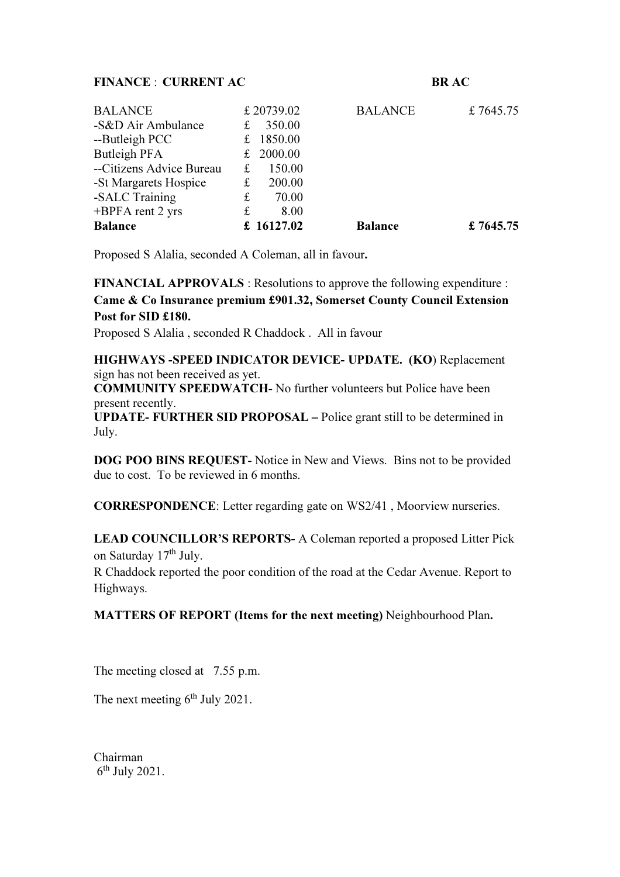**FINANCE** : **CURRENT AC** **BR AC**

| | | | |
|---|---|---|---|
| BALANCE | £ 20739.02 | BALANCE | £ 7645.75 |
| -S&D Air Ambulance | £ 350.00 | | |
| --Butleigh PCC | £ 1850.00 | | |
| Butleigh PFA | £ 2000.00 | | |
| --Citizens Advice Bureau | £ 150.00 | | |
| -St Margarets Hospice | £ 200.00 | | |
| -SALC Training | £ 70.00 | | |
| +BPFA rent 2 yrs | £ 8.00 | | |
| **Balance** | **£ 16127.02** | **Balance** | **£ 7645.75** |

Proposed S Alalia, seconded A Coleman, all in favour**.**

**FINANCIAL APPROVALS** : Resolutions to approve the following expenditure : **Came & Co Insurance premium £901.32, Somerset County Council Extension Post for SID £180.**

Proposed S Alalia , seconded R Chaddock . All in favour

**HIGHWAYS -SPEED INDICATOR DEVICE- UPDATE. (KO**) Replacement sign has not been received as yet.

**COMMUNITY SPEEDWATCH-** No further volunteers but Police have been present recently.

**UPDATE- FURTHER SID PROPOSAL –** Police grant still to be determined in July.

**DOG POO BINS REQUEST-** Notice in New and Views. Bins not to be provided due to cost. To be reviewed in 6 months.

**CORRESPONDENCE**: Letter regarding gate on WS2/41 , Moorview nurseries.

**LEAD COUNCILLOR'S REPORTS-** A Coleman reported a proposed Litter Pick on Saturday 17th July.

R Chaddock reported the poor condition of the road at the Cedar Avenue. Report to Highways.

**MATTERS OF REPORT (Items for the next meeting)** Neighbourhood Plan**.**

The meeting closed at 7.55 p.m.

The next meeting 6th July 2021.

Chairman
6th July 2021.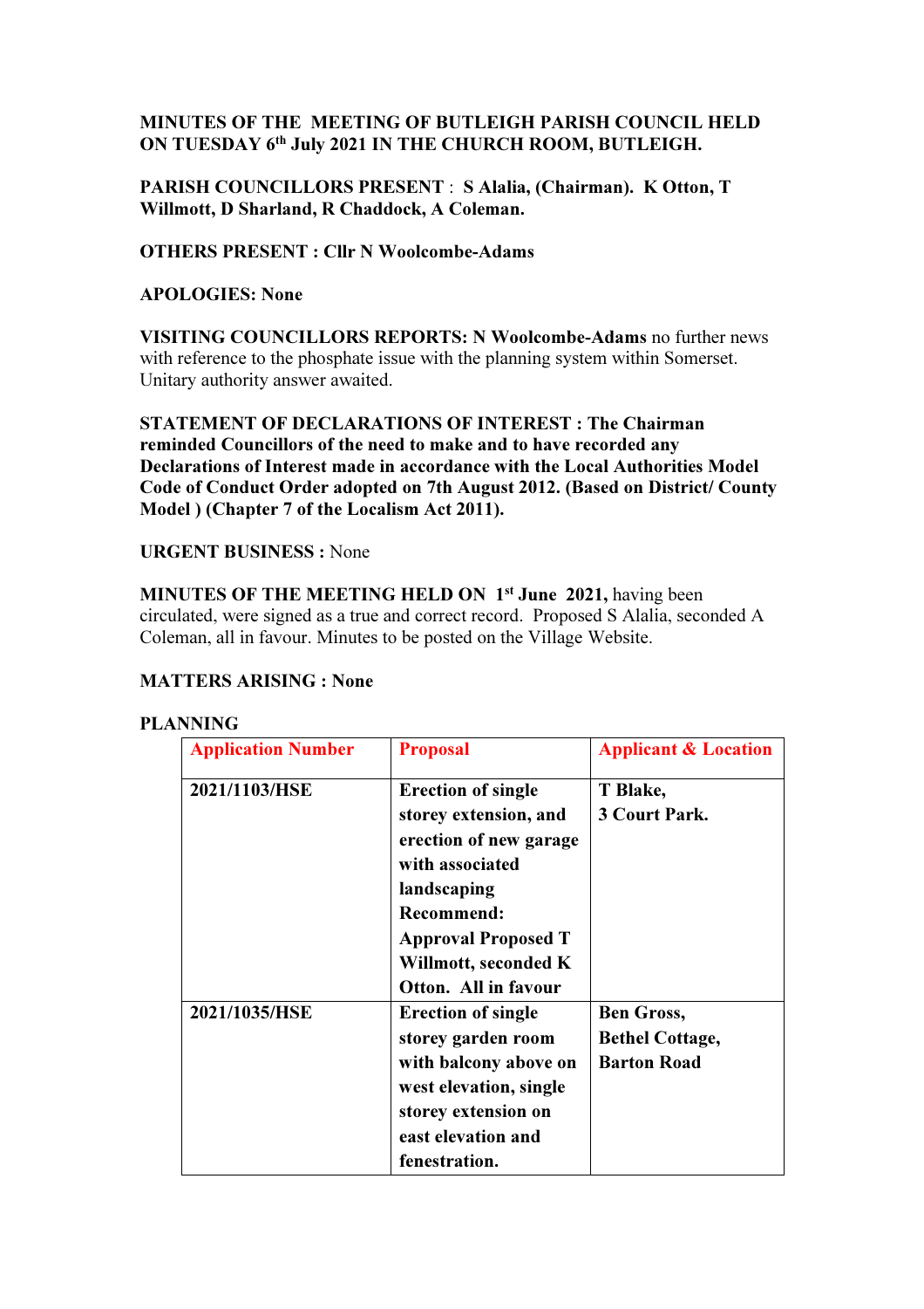**MINUTES OF THE MEETING OF BUTLEIGH PARISH COUNCIL HELD ON TUESDAY 6th July 2021 IN THE CHURCH ROOM, BUTLEIGH.**

**PARISH COUNCILLORS PRESENT** : **S Alalia, (Chairman). K Otton, T Willmott, D Sharland, R Chaddock, A Coleman.**

**OTHERS PRESENT : Cllr N Woolcombe-Adams**

**APOLOGIES: None**

**VISITING COUNCILLORS REPORTS: N Woolcombe-Adams** no further news with reference to the phosphate issue with the planning system within Somerset. Unitary authority answer awaited.

**STATEMENT OF DECLARATIONS OF INTEREST : The Chairman reminded Councillors of the need to make and to have recorded any Declarations of Interest made in accordance with the Local Authorities Model Code of Conduct Order adopted on 7th August 2012. (Based on District/ County Model ) (Chapter 7 of the Localism Act 2011).**

**URGENT BUSINESS :** None

**MINUTES OF THE MEETING HELD ON 1st June 2021,** having been circulated, were signed as a true and correct record. Proposed S Alalia, seconded A Coleman, all in favour. Minutes to be posted on the Village Website.

**MATTERS ARISING : None**

**PLANNING**

| Application Number | Proposal | Applicant & Location |
|---|---|---|
| **2021/1103/HSE** | **Erection of single storey extension, and erection of new garage with associated landscaping Recommend: Approval Proposed T Willmott, seconded K Otton. All in favour** | **T Blake, 3 Court Park.** |
| **2021/1035/HSE** | **Erection of single storey garden room with balcony above on west elevation, single storey extension on east elevation and fenestration.** | **Ben Gross, Bethel Cottage, Barton Road** |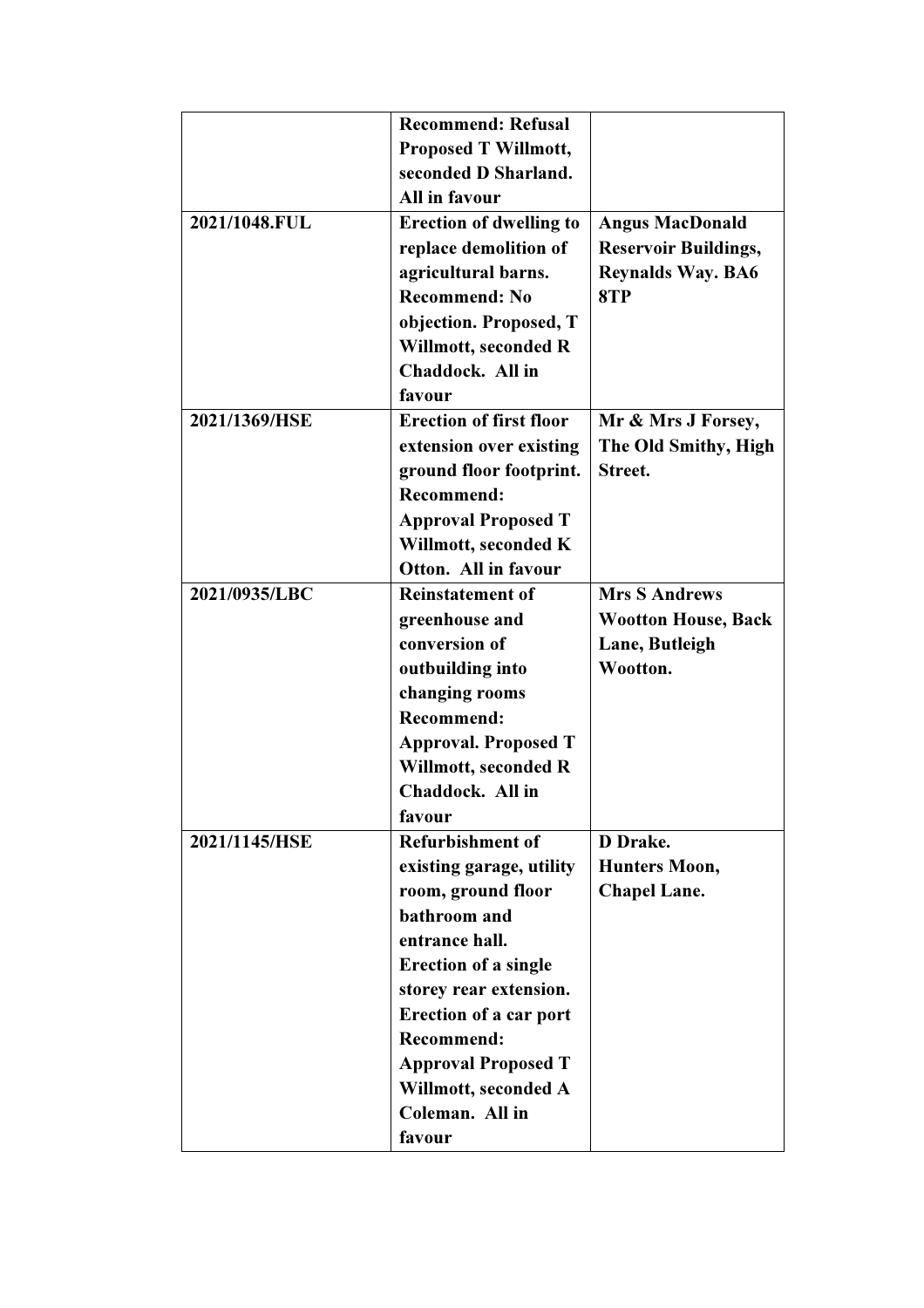| | | |
|---|---|---|
| | **Recommend: Refusal Proposed T Willmott, seconded D Sharland. All in favour** | |
| **2021/1048.FUL** | **Erection of dwelling to replace demolition of agricultural barns. Recommend: No objection. Proposed, T Willmott, seconded R Chaddock. All in favour** | **Angus MacDonald Reservoir Buildings, Reynalds Way. BA6 8TP** |
| **2021/1369/HSE** | **Erection of first floor extension over existing ground floor footprint. Recommend: Approval Proposed T Willmott, seconded K Otton. All in favour** | **Mr & Mrs J Forsey, The Old Smithy, High Street.** |
| **2021/0935/LBC** | **Reinstatement of greenhouse and conversion of outbuilding into changing rooms Recommend: Approval. Proposed T Willmott, seconded R Chaddock. All in favour** | **Mrs S Andrews Wootton House, Back Lane, Butleigh Wootton.** |
| **2021/1145/HSE** | **Refurbishment of existing garage, utility room, ground floor bathroom and entrance hall. Erection of a single storey rear extension. Erection of a car port Recommend: Approval Proposed T Willmott, seconded A Coleman. All in favour** | **D Drake. Hunters Moon, Chapel Lane.** |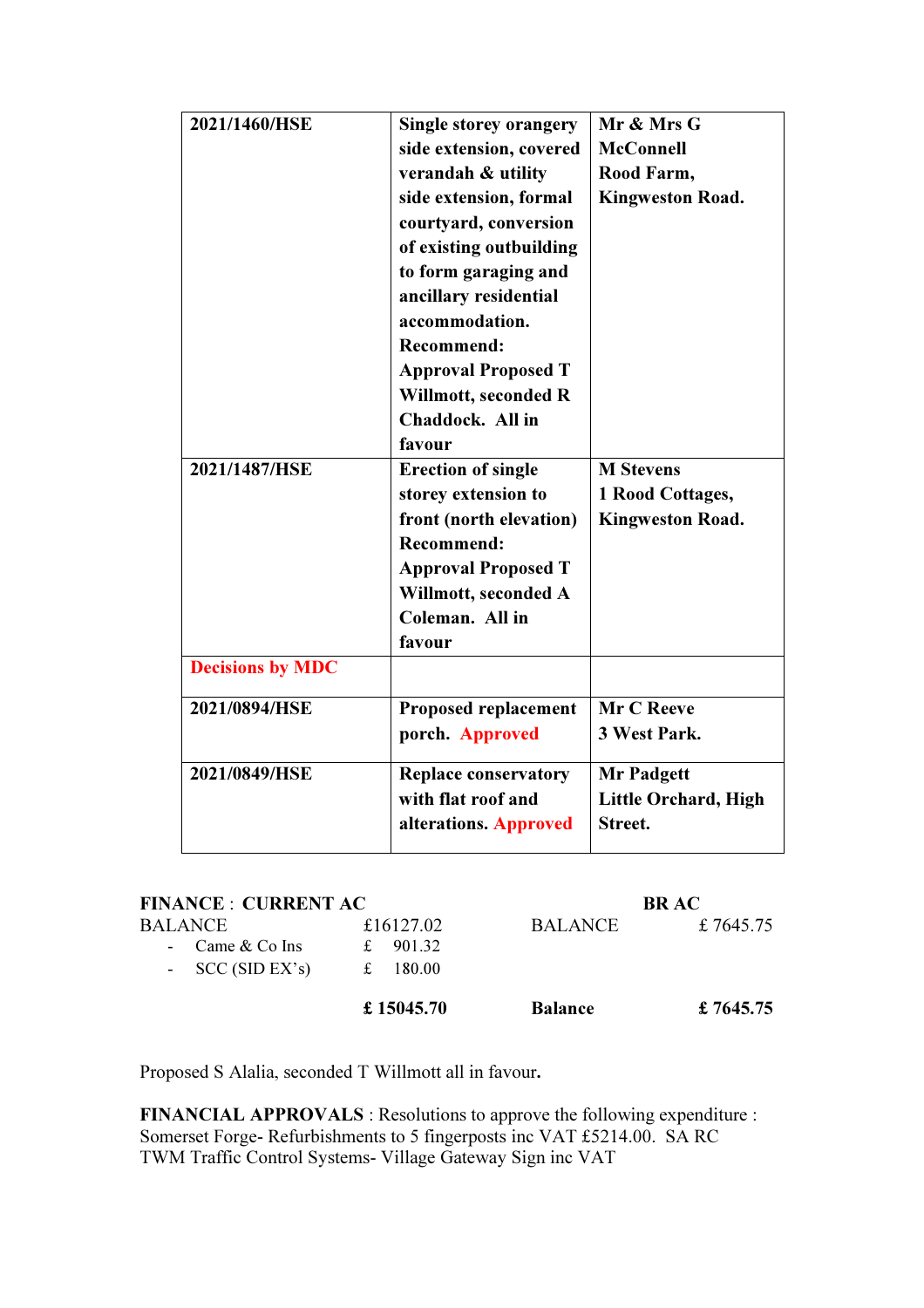| | | |
|---|---|---|
| **2021/1460/HSE** | **Single storey orangery side extension, covered verandah & utility side extension, formal courtyard, conversion of existing outbuilding to form garaging and ancillary residential accommodation. Recommend: Approval Proposed T Willmott, seconded R Chaddock. All in favour** | **Mr & Mrs G McConnell Rood Farm, Kingweston Road.** |
| **2021/1487/HSE** | **Erection of single storey extension to front (north elevation) Recommend: Approval Proposed T Willmott, seconded A Coleman. All in favour** | **M Stevens 1 Rood Cottages, Kingweston Road.** |
| **Decisions by MDC** | | |
| **2021/0894/HSE** | **Proposed replacement porch. Approved** | **Mr C Reeve 3 West Park.** |
| **2021/0849/HSE** | **Replace conservatory with flat roof and alterations. Approved** | **Mr Padgett Little Orchard, High Street.** |

**FINANCE** : **CURRENT AC** | | | **BR AC**

| | | | |
|---|---|---|---|
| BALANCE | £16127.02 | BALANCE | £ 7645.75 |
| - Came & Co Ins | £ 901.32 | | |
| - SCC (SID EX's) | £ 180.00 | | |
| | **£ 15045.70** | **Balance** | **£ 7645.75** |

Proposed S Alalia, seconded T Willmott all in favour**.**

**FINANCIAL APPROVALS** : Resolutions to approve the following expenditure :
Somerset Forge- Refurbishments to 5 fingerposts inc VAT £5214.00. SA RC
TWM Traffic Control Systems- Village Gateway Sign inc VAT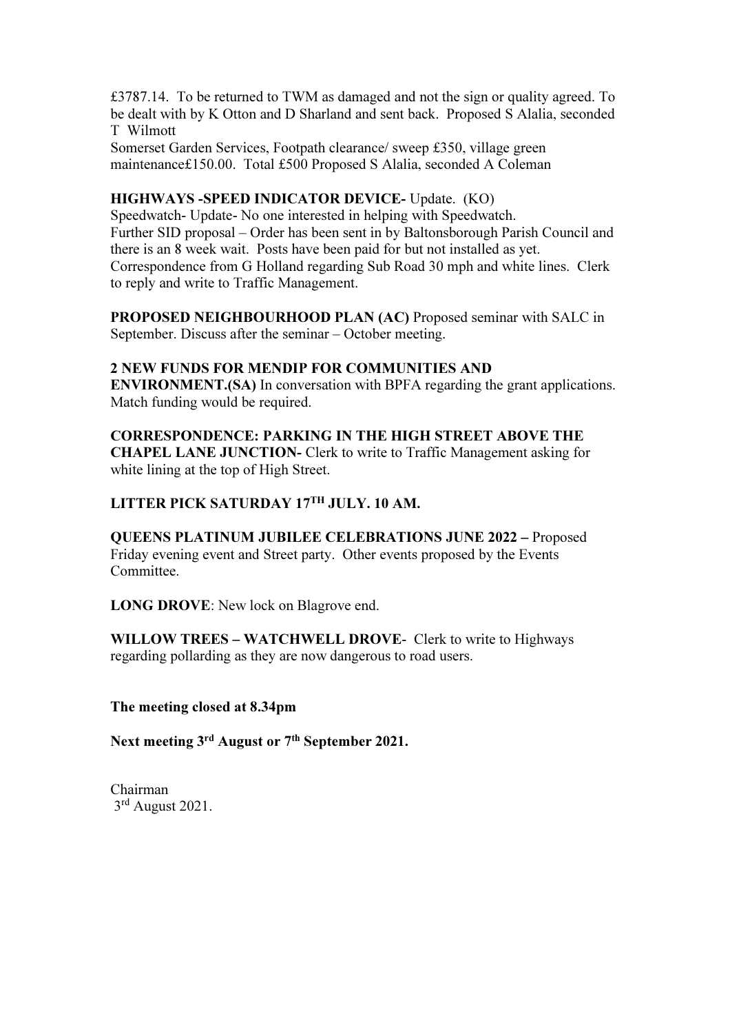£3787.14. To be returned to TWM as damaged and not the sign or quality agreed. To be dealt with by K Otton and D Sharland and sent back. Proposed S Alalia, seconded T Wilmott

Somerset Garden Services, Footpath clearance/ sweep £350, village green maintenance£150.00. Total £500 Proposed S Alalia, seconded A Coleman

**HIGHWAYS -SPEED INDICATOR DEVICE-** Update. (KO)
Speedwatch- Update- No one interested in helping with Speedwatch.
Further SID proposal – Order has been sent in by Baltonsborough Parish Council and there is an 8 week wait. Posts have been paid for but not installed as yet.
Correspondence from G Holland regarding Sub Road 30 mph and white lines. Clerk to reply and write to Traffic Management.

**PROPOSED NEIGHBOURHOOD PLAN (AC)** Proposed seminar with SALC in September. Discuss after the seminar – October meeting.

**2 NEW FUNDS FOR MENDIP FOR COMMUNITIES AND ENVIRONMENT.(SA)** In conversation with BPFA regarding the grant applications. Match funding would be required.

**CORRESPONDENCE: PARKING IN THE HIGH STREET ABOVE THE CHAPEL LANE JUNCTION-** Clerk to write to Traffic Management asking for white lining at the top of High Street.

**LITTER PICK SATURDAY 17TH JULY. 10 AM.**

**QUEENS PLATINUM JUBILEE CELEBRATIONS JUNE 2022 –** Proposed Friday evening event and Street party. Other events proposed by the Events Committee.

**LONG DROVE**: New lock on Blagrove end.

**WILLOW TREES – WATCHWELL DROVE**- Clerk to write to Highways regarding pollarding as they are now dangerous to road users.

**The meeting closed at 8.34pm**

**Next meeting 3rd August or 7th September 2021.**

Chairman
3rd August 2021.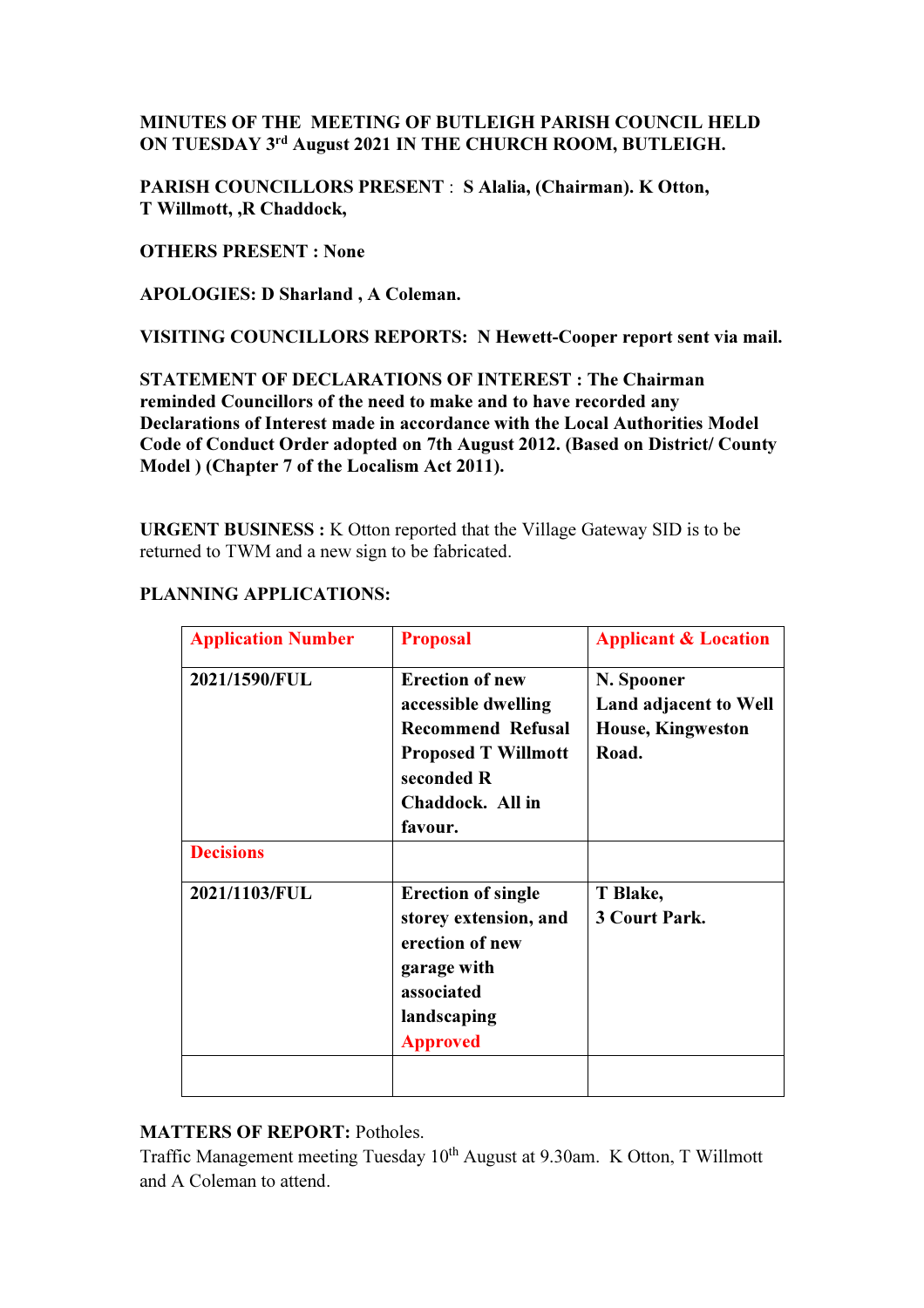**MINUTES OF THE MEETING OF BUTLEIGH PARISH COUNCIL HELD ON TUESDAY 3rd August 2021 IN THE CHURCH ROOM, BUTLEIGH.**

**PARISH COUNCILLORS PRESENT** : **S Alalia, (Chairman). K Otton, T Willmott, ,R Chaddock,**

**OTHERS PRESENT : None**

**APOLOGIES: D Sharland , A Coleman.**

**VISITING COUNCILLORS REPORTS: N Hewett-Cooper report sent via mail.**

**STATEMENT OF DECLARATIONS OF INTEREST : The Chairman reminded Councillors of the need to make and to have recorded any Declarations of Interest made in accordance with the Local Authorities Model Code of Conduct Order adopted on 7th August 2012. (Based on District/ County Model ) (Chapter 7 of the Localism Act 2011).**

**URGENT BUSINESS :** K Otton reported that the Village Gateway SID is to be returned to TWM and a new sign to be fabricated.

**PLANNING APPLICATIONS:**

| Application Number | Proposal | Applicant & Location |
|---|---|---|
| **2021/1590/FUL** | **Erection of new accessible dwelling Recommend Refusal Proposed T Willmott seconded R Chaddock. All in favour.** | **N. Spooner Land adjacent to Well House, Kingweston Road.** |
| Decisions | | |
| **2021/1103/FUL** | **Erection of single storey extension, and erection of new garage with associated landscaping** Approved | **T Blake, 3 Court Park.** |
| | | |

**MATTERS OF REPORT:** Potholes.
Traffic Management meeting Tuesday 10th August at 9.30am. K Otton, T Willmott and A Coleman to attend.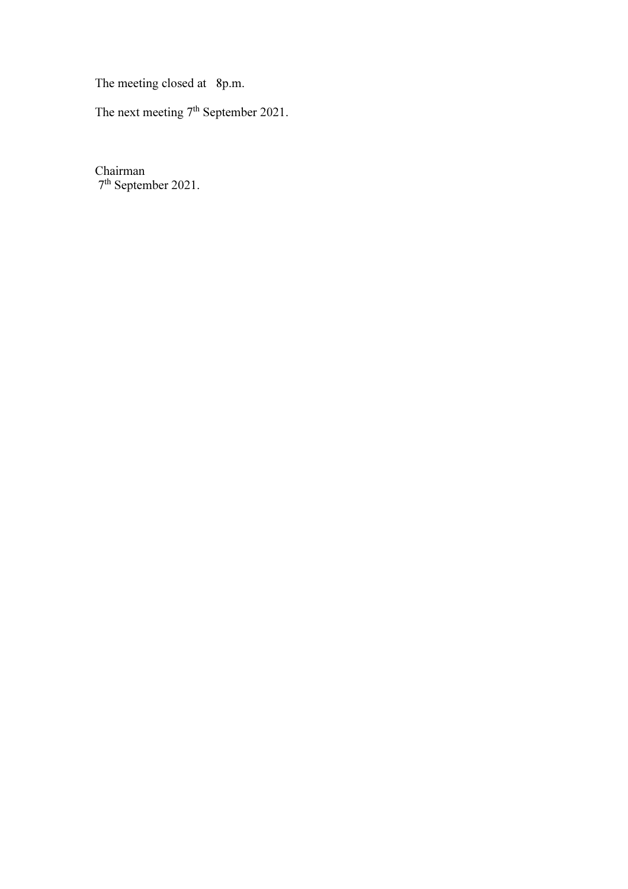The meeting closed at 8p.m.

The next meeting 7th September 2021.

Chairman
7th September 2021.